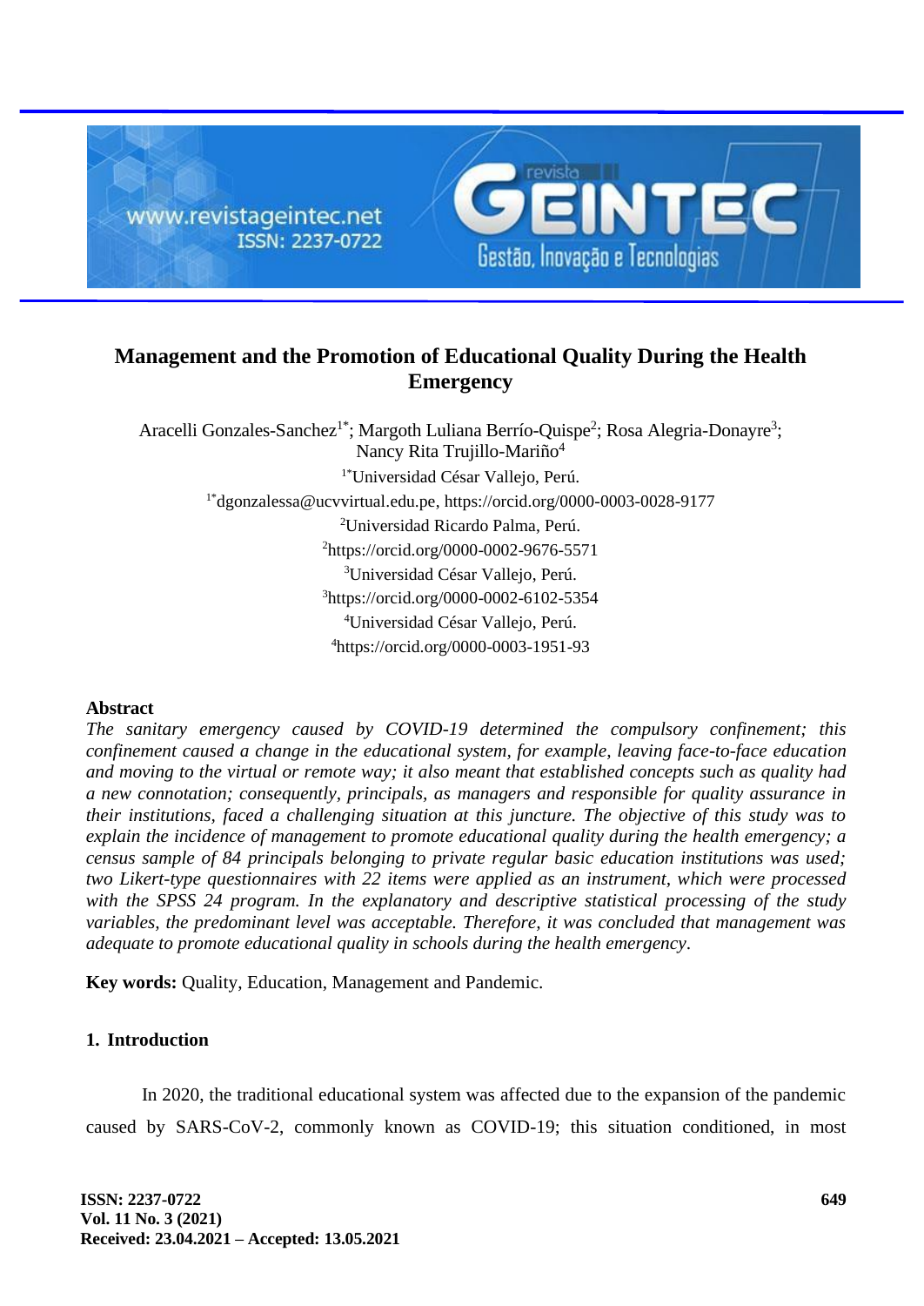# Management and the Promotion of Educational Quality During the Health Emergency

Aracelli Gonzales-Sanchez[1*]; Margoth Luliana Berrío-Quispe[2]; Rosa Alegria-Donayre[3]; Nancy Rita Trujillo-Mariño[4]

[1*]Universidad César Vallejo, Perú.
[1*]dgonzalessa@ucvvirtual.edu.pe, https://orcid.org/0000-0003-0028-9177
[2]Universidad Ricardo Palma, Perú.
[2]https://orcid.org/0000-0002-9676-5571
[3]Universidad César Vallejo, Perú.
[3]https://orcid.org/0000-0002-6102-5354
[4]Universidad César Vallejo, Perú.
[4]https://orcid.org/0000-0003-1951-93

## Abstract

*The sanitary emergency caused by COVID-19 determined the compulsory confinement; this confinement caused a change in the educational system, for example, leaving face-to-face education and moving to the virtual or remote way; it also meant that established concepts such as quality had a new connotation; consequently, principals, as managers and responsible for quality assurance in their institutions, faced a challenging situation at this juncture. The objective of this study was to explain the incidence of management to promote educational quality during the health emergency; a census sample of 84 principals belonging to private regular basic education institutions was used; two Likert-type questionnaires with 22 items were applied as an instrument, which were processed with the SPSS 24 program. In the explanatory and descriptive statistical processing of the study variables, the predominant level was acceptable. Therefore, it was concluded that management was adequate to promote educational quality in schools during the health emergency.*

**Key words:** Quality, Education, Management and Pandemic.

## 1. Introduction

In 2020, the traditional educational system was affected due to the expansion of the pandemic caused by SARS-CoV-2, commonly known as COVID-19; this situation conditioned, in most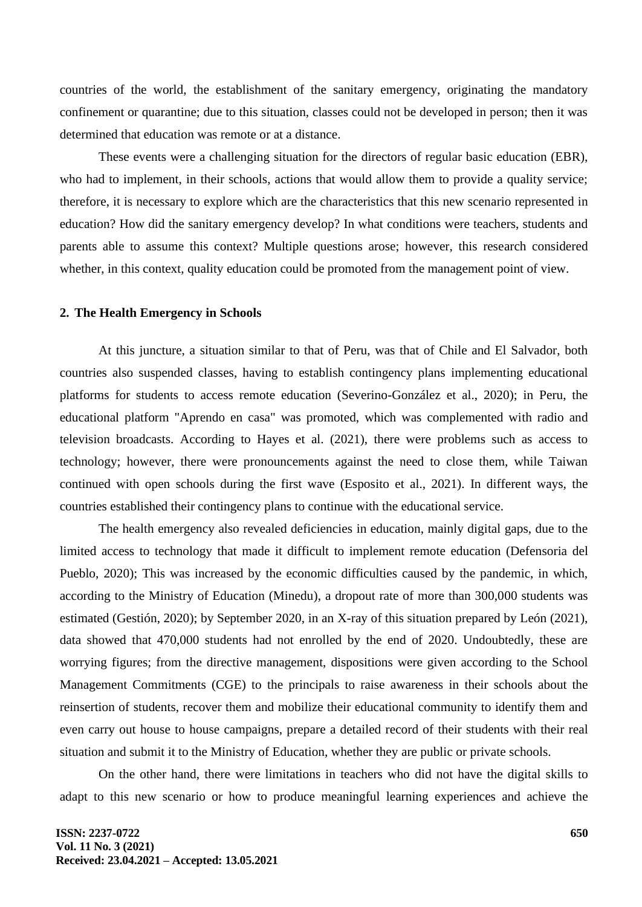countries of the world, the establishment of the sanitary emergency, originating the mandatory confinement or quarantine; due to this situation, classes could not be developed in person; then it was determined that education was remote or at a distance.

These events were a challenging situation for the directors of regular basic education (EBR), who had to implement, in their schools, actions that would allow them to provide a quality service; therefore, it is necessary to explore which are the characteristics that this new scenario represented in education? How did the sanitary emergency develop? In what conditions were teachers, students and parents able to assume this context? Multiple questions arose; however, this research considered whether, in this context, quality education could be promoted from the management point of view.

## 2. The Health Emergency in Schools

At this juncture, a situation similar to that of Peru, was that of Chile and El Salvador, both countries also suspended classes, having to establish contingency plans implementing educational platforms for students to access remote education (Severino-González et al., 2020); in Peru, the educational platform "Aprendo en casa" was promoted, which was complemented with radio and television broadcasts. According to Hayes et al. (2021), there were problems such as access to technology; however, there were pronouncements against the need to close them, while Taiwan continued with open schools during the first wave (Esposito et al., 2021). In different ways, the countries established their contingency plans to continue with the educational service.

The health emergency also revealed deficiencies in education, mainly digital gaps, due to the limited access to technology that made it difficult to implement remote education (Defensoria del Pueblo, 2020); This was increased by the economic difficulties caused by the pandemic, in which, according to the Ministry of Education (Minedu), a dropout rate of more than 300,000 students was estimated (Gestión, 2020); by September 2020, in an X-ray of this situation prepared by León (2021), data showed that 470,000 students had not enrolled by the end of 2020. Undoubtedly, these are worrying figures; from the directive management, dispositions were given according to the School Management Commitments (CGE) to the principals to raise awareness in their schools about the reinsertion of students, recover them and mobilize their educational community to identify them and even carry out house to house campaigns, prepare a detailed record of their students with their real situation and submit it to the Ministry of Education, whether they are public or private schools.

On the other hand, there were limitations in teachers who did not have the digital skills to adapt to this new scenario or how to produce meaningful learning experiences and achieve the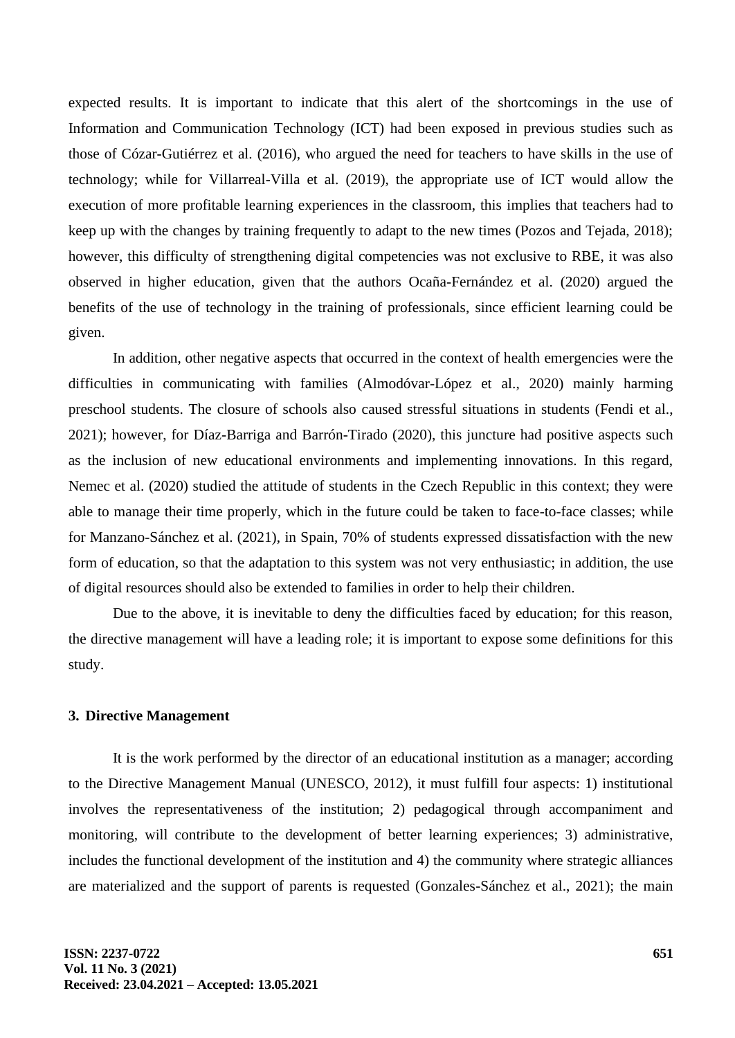expected results. It is important to indicate that this alert of the shortcomings in the use of Information and Communication Technology (ICT) had been exposed in previous studies such as those of Cózar-Gutiérrez et al. (2016), who argued the need for teachers to have skills in the use of technology; while for Villarreal-Villa et al. (2019), the appropriate use of ICT would allow the execution of more profitable learning experiences in the classroom, this implies that teachers had to keep up with the changes by training frequently to adapt to the new times (Pozos and Tejada, 2018); however, this difficulty of strengthening digital competencies was not exclusive to RBE, it was also observed in higher education, given that the authors Ocaña-Fernández et al. (2020) argued the benefits of the use of technology in the training of professionals, since efficient learning could be given.

In addition, other negative aspects that occurred in the context of health emergencies were the difficulties in communicating with families (Almodóvar-López et al., 2020) mainly harming preschool students. The closure of schools also caused stressful situations in students (Fendi et al., 2021); however, for Díaz-Barriga and Barrón-Tirado (2020), this juncture had positive aspects such as the inclusion of new educational environments and implementing innovations. In this regard, Nemec et al. (2020) studied the attitude of students in the Czech Republic in this context; they were able to manage their time properly, which in the future could be taken to face-to-face classes; while for Manzano-Sánchez et al. (2021), in Spain, 70% of students expressed dissatisfaction with the new form of education, so that the adaptation to this system was not very enthusiastic; in addition, the use of digital resources should also be extended to families in order to help their children.

Due to the above, it is inevitable to deny the difficulties faced by education; for this reason, the directive management will have a leading role; it is important to expose some definitions for this study.

## 3. Directive Management

It is the work performed by the director of an educational institution as a manager; according to the Directive Management Manual (UNESCO, 2012), it must fulfill four aspects: 1) institutional involves the representativeness of the institution; 2) pedagogical through accompaniment and monitoring, will contribute to the development of better learning experiences; 3) administrative, includes the functional development of the institution and 4) the community where strategic alliances are materialized and the support of parents is requested (Gonzales-Sánchez et al., 2021); the main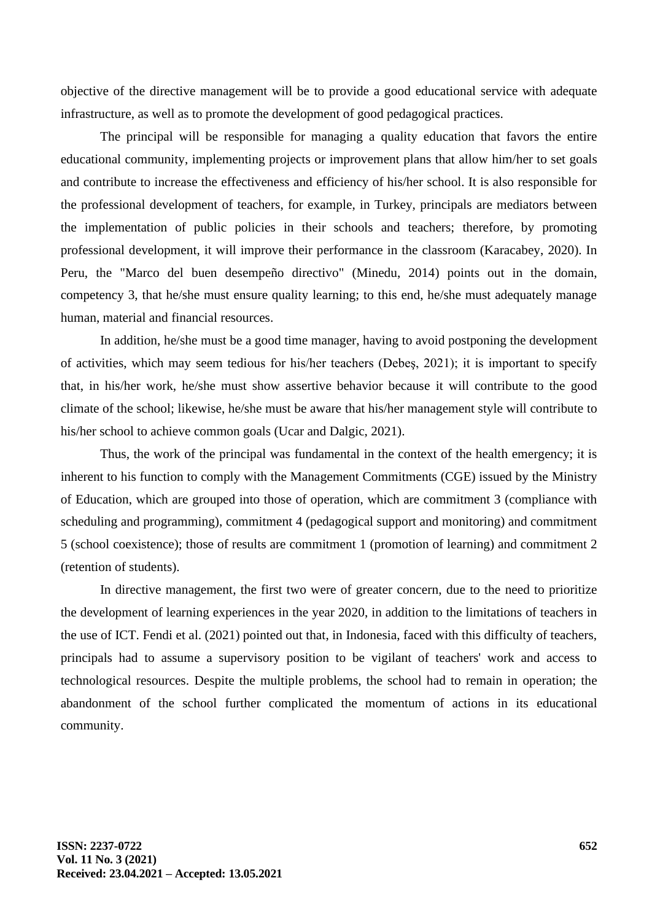objective of the directive management will be to provide a good educational service with adequate infrastructure, as well as to promote the development of good pedagogical practices.

The principal will be responsible for managing a quality education that favors the entire educational community, implementing projects or improvement plans that allow him/her to set goals and contribute to increase the effectiveness and efficiency of his/her school. It is also responsible for the professional development of teachers, for example, in Turkey, principals are mediators between the implementation of public policies in their schools and teachers; therefore, by promoting professional development, it will improve their performance in the classroom (Karacabey, 2020). In Peru, the "Marco del buen desempeño directivo" (Minedu, 2014) points out in the domain, competency 3, that he/she must ensure quality learning; to this end, he/she must adequately manage human, material and financial resources.

In addition, he/she must be a good time manager, having to avoid postponing the development of activities, which may seem tedious for his/her teachers (Debeş, 2021); it is important to specify that, in his/her work, he/she must show assertive behavior because it will contribute to the good climate of the school; likewise, he/she must be aware that his/her management style will contribute to his/her school to achieve common goals (Ucar and Dalgic, 2021).

Thus, the work of the principal was fundamental in the context of the health emergency; it is inherent to his function to comply with the Management Commitments (CGE) issued by the Ministry of Education, which are grouped into those of operation, which are commitment 3 (compliance with scheduling and programming), commitment 4 (pedagogical support and monitoring) and commitment 5 (school coexistence); those of results are commitment 1 (promotion of learning) and commitment 2 (retention of students).

In directive management, the first two were of greater concern, due to the need to prioritize the development of learning experiences in the year 2020, in addition to the limitations of teachers in the use of ICT. Fendi et al. (2021) pointed out that, in Indonesia, faced with this difficulty of teachers, principals had to assume a supervisory position to be vigilant of teachers' work and access to technological resources. Despite the multiple problems, the school had to remain in operation; the abandonment of the school further complicated the momentum of actions in its educational community.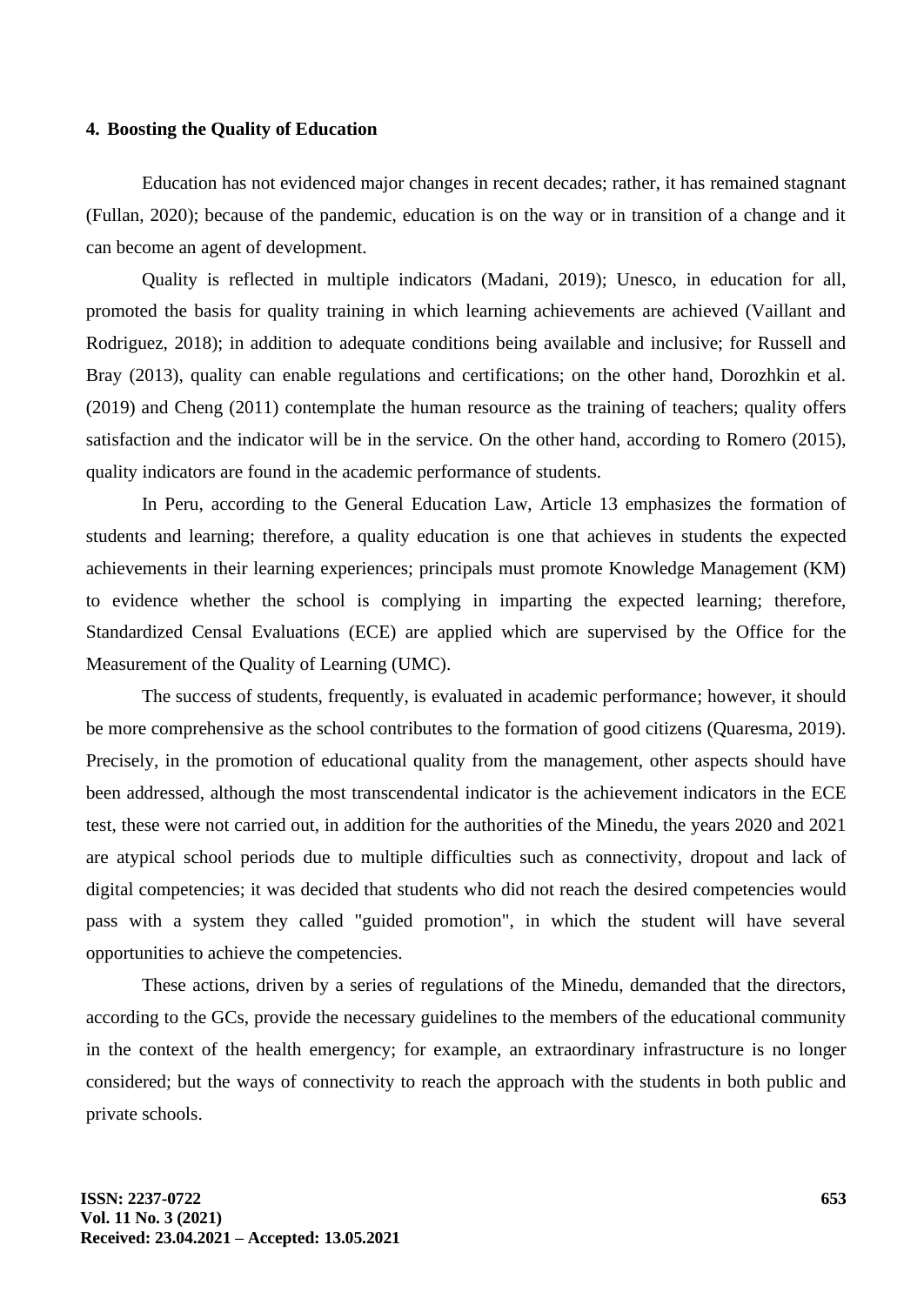## 4. Boosting the Quality of Education

Education has not evidenced major changes in recent decades; rather, it has remained stagnant (Fullan, 2020); because of the pandemic, education is on the way or in transition of a change and it can become an agent of development.

Quality is reflected in multiple indicators (Madani, 2019); Unesco, in education for all, promoted the basis for quality training in which learning achievements are achieved (Vaillant and Rodriguez, 2018); in addition to adequate conditions being available and inclusive; for Russell and Bray (2013), quality can enable regulations and certifications; on the other hand, Dorozhkin et al. (2019) and Cheng (2011) contemplate the human resource as the training of teachers; quality offers satisfaction and the indicator will be in the service. On the other hand, according to Romero (2015), quality indicators are found in the academic performance of students.

In Peru, according to the General Education Law, Article 13 emphasizes the formation of students and learning; therefore, a quality education is one that achieves in students the expected achievements in their learning experiences; principals must promote Knowledge Management (KM) to evidence whether the school is complying in imparting the expected learning; therefore, Standardized Censal Evaluations (ECE) are applied which are supervised by the Office for the Measurement of the Quality of Learning (UMC).

The success of students, frequently, is evaluated in academic performance; however, it should be more comprehensive as the school contributes to the formation of good citizens (Quaresma, 2019). Precisely, in the promotion of educational quality from the management, other aspects should have been addressed, although the most transcendental indicator is the achievement indicators in the ECE test, these were not carried out, in addition for the authorities of the Minedu, the years 2020 and 2021 are atypical school periods due to multiple difficulties such as connectivity, dropout and lack of digital competencies; it was decided that students who did not reach the desired competencies would pass with a system they called "guided promotion", in which the student will have several opportunities to achieve the competencies.

These actions, driven by a series of regulations of the Minedu, demanded that the directors, according to the GCs, provide the necessary guidelines to the members of the educational community in the context of the health emergency; for example, an extraordinary infrastructure is no longer considered; but the ways of connectivity to reach the approach with the students in both public and private schools.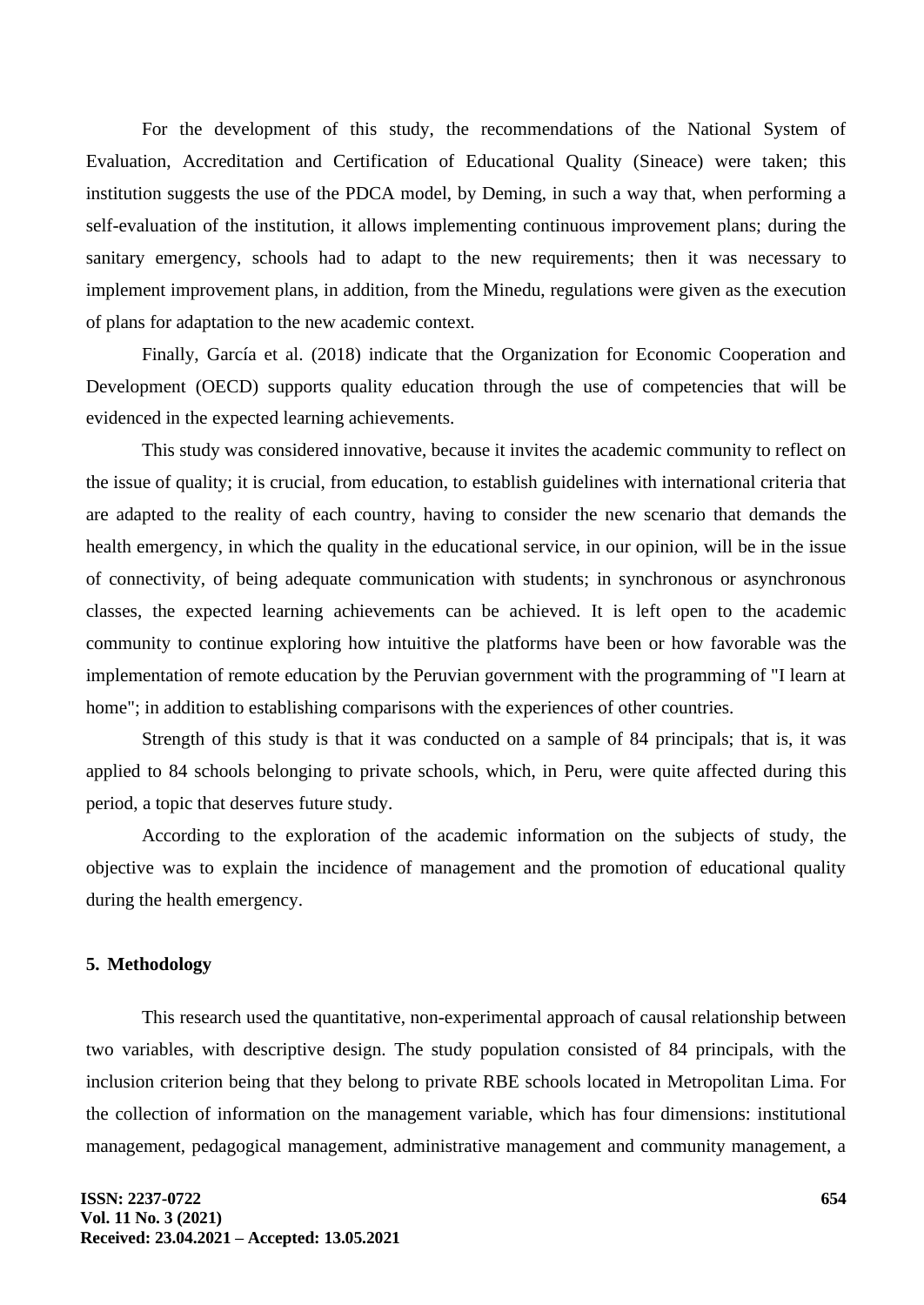For the development of this study, the recommendations of the National System of Evaluation, Accreditation and Certification of Educational Quality (Sineace) were taken; this institution suggests the use of the PDCA model, by Deming, in such a way that, when performing a self-evaluation of the institution, it allows implementing continuous improvement plans; during the sanitary emergency, schools had to adapt to the new requirements; then it was necessary to implement improvement plans, in addition, from the Minedu, regulations were given as the execution of plans for adaptation to the new academic context.

Finally, García et al. (2018) indicate that the Organization for Economic Cooperation and Development (OECD) supports quality education through the use of competencies that will be evidenced in the expected learning achievements.

This study was considered innovative, because it invites the academic community to reflect on the issue of quality; it is crucial, from education, to establish guidelines with international criteria that are adapted to the reality of each country, having to consider the new scenario that demands the health emergency, in which the quality in the educational service, in our opinion, will be in the issue of connectivity, of being adequate communication with students; in synchronous or asynchronous classes, the expected learning achievements can be achieved. It is left open to the academic community to continue exploring how intuitive the platforms have been or how favorable was the implementation of remote education by the Peruvian government with the programming of "I learn at home"; in addition to establishing comparisons with the experiences of other countries.

Strength of this study is that it was conducted on a sample of 84 principals; that is, it was applied to 84 schools belonging to private schools, which, in Peru, were quite affected during this period, a topic that deserves future study.

According to the exploration of the academic information on the subjects of study, the objective was to explain the incidence of management and the promotion of educational quality during the health emergency.

## 5. Methodology

This research used the quantitative, non-experimental approach of causal relationship between two variables, with descriptive design. The study population consisted of 84 principals, with the inclusion criterion being that they belong to private RBE schools located in Metropolitan Lima. For the collection of information on the management variable, which has four dimensions: institutional management, pedagogical management, administrative management and community management, a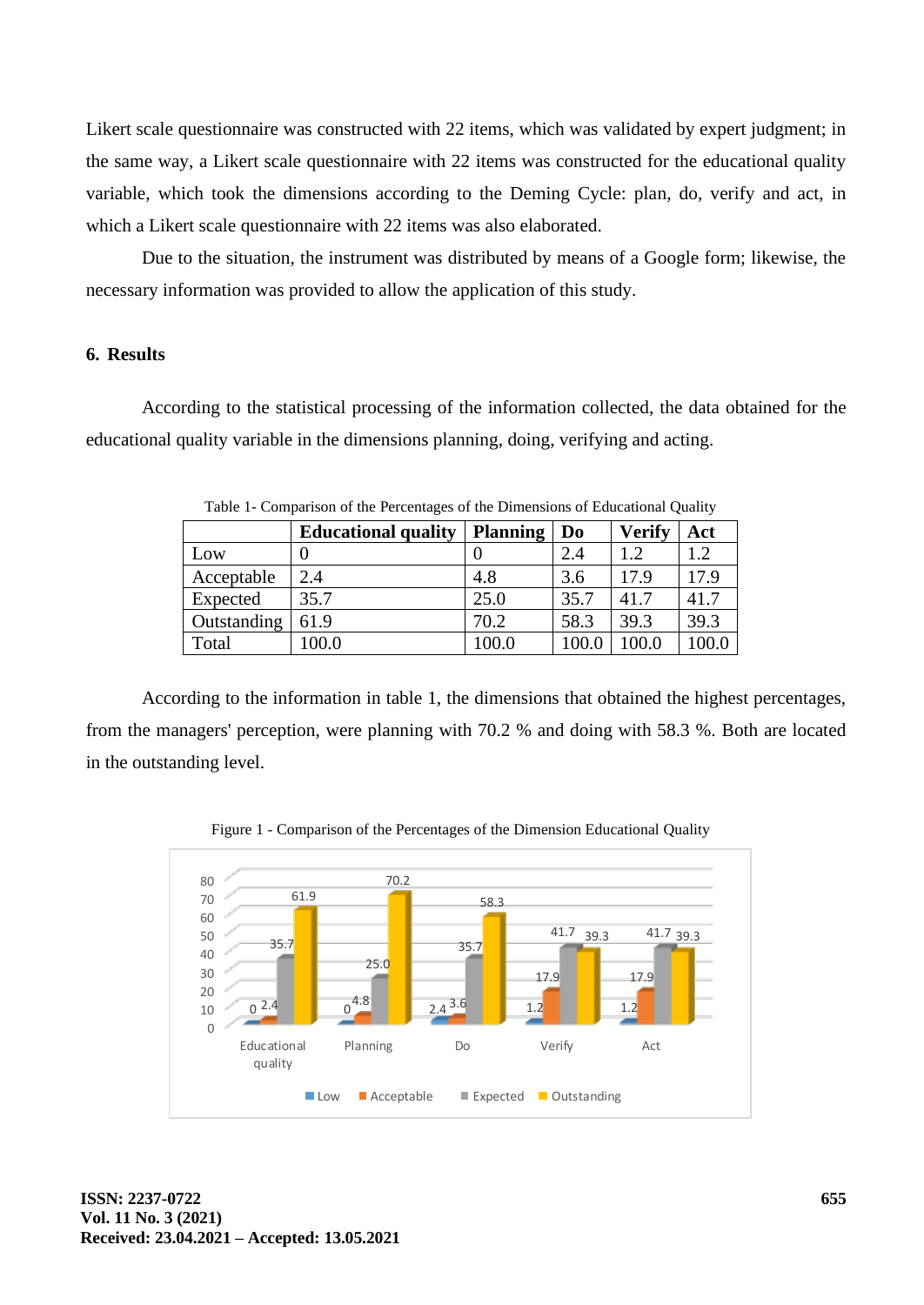Likert scale questionnaire was constructed with 22 items, which was validated by expert judgment; in the same way, a Likert scale questionnaire with 22 items was constructed for the educational quality variable, which took the dimensions according to the Deming Cycle: plan, do, verify and act, in which a Likert scale questionnaire with 22 items was also elaborated.

Due to the situation, the instrument was distributed by means of a Google form; likewise, the necessary information was provided to allow the application of this study.

## 6. Results

According to the statistical processing of the information collected, the data obtained for the educational quality variable in the dimensions planning, doing, verifying and acting.

Table 1- Comparison of the Percentages of the Dimensions of Educational Quality

| | Educational quality | Planning | Do | Verify | Act |
|---|---|---|---|---|---|
| Low | 0 | 0 | 2.4 | 1.2 | 1.2 |
| Acceptable | 2.4 | 4.8 | 3.6 | 17.9 | 17.9 |
| Expected | 35.7 | 25.0 | 35.7 | 41.7 | 41.7 |
| Outstanding | 61.9 | 70.2 | 58.3 | 39.3 | 39.3 |
| Total | 100.0 | 100.0 | 100.0 | 100.0 | 100.0 |

According to the information in table 1, the dimensions that obtained the highest percentages, from the managers' perception, were planning with 70.2 % and doing with 58.3 %. Both are located in the outstanding level.

Figure 1 - Comparison of the Percentages of the Dimension Educational Quality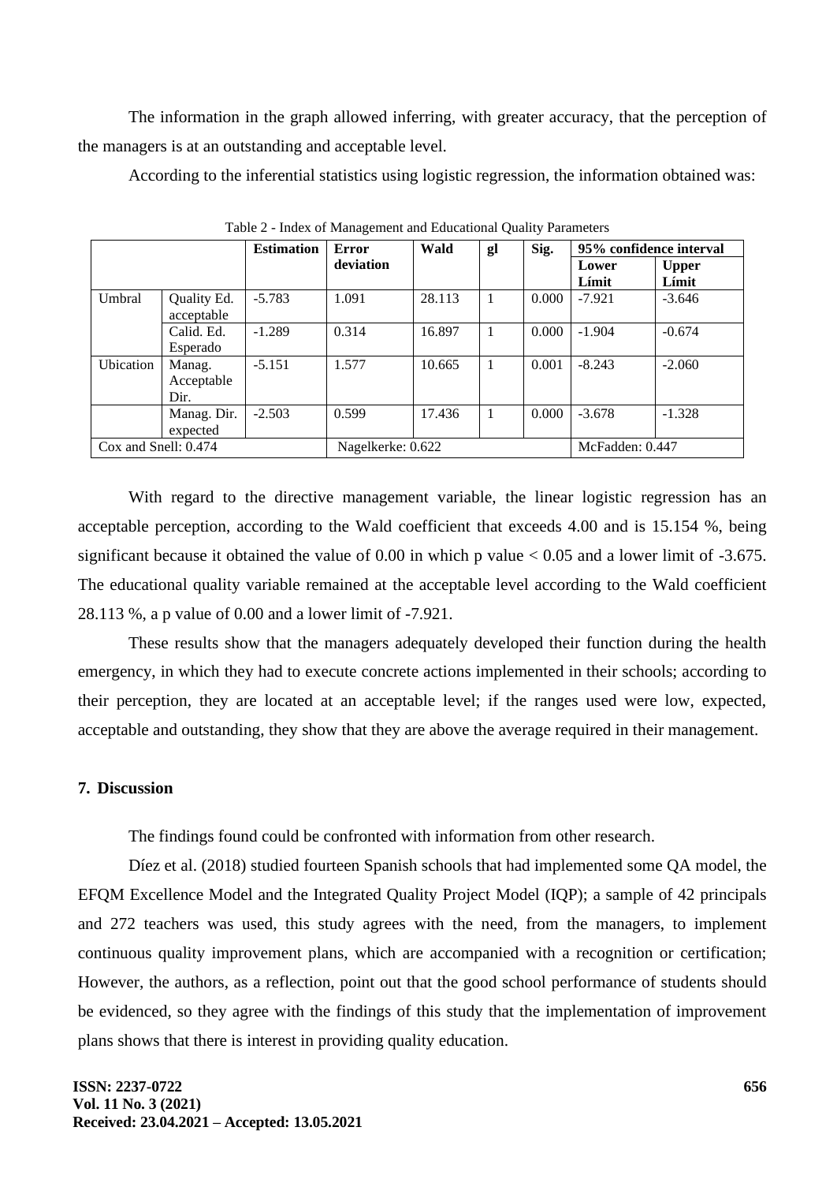The information in the graph allowed inferring, with greater accuracy, that the perception of the managers is at an outstanding and acceptable level.

According to the inferential statistics using logistic regression, the information obtained was:

Table 2 - Index of Management and Educational Quality Parameters

| | | Estimation | Error deviation | Wald | gl | Sig. | 95% confidence interval | |
|---|---|---|---|---|---|---|---|---|
| | | | | | | | Lower Límit | Upper Límit |
| Umbral | Quality Ed. acceptable | -5.783 | 1.091 | 28.113 | 1 | 0.000 | -7.921 | -3.646 |
| | Calid. Ed. Esperado | -1.289 | 0.314 | 16.897 | 1 | 0.000 | -1.904 | -0.674 |
| Ubication | Manag. Acceptable Dir. | -5.151 | 1.577 | 10.665 | 1 | 0.001 | -8.243 | -2.060 |
| | Manag. Dir. expected | -2.503 | 0.599 | 17.436 | 1 | 0.000 | -3.678 | -1.328 |
| Cox and Snell: 0.474 | | | Nagelkerke: 0.622 | | | | McFadden: 0.447 | |

With regard to the directive management variable, the linear logistic regression has an acceptable perception, according to the Wald coefficient that exceeds 4.00 and is 15.154 %, being significant because it obtained the value of 0.00 in which p value < 0.05 and a lower limit of -3.675. The educational quality variable remained at the acceptable level according to the Wald coefficient 28.113 %, a p value of 0.00 and a lower limit of -7.921.

These results show that the managers adequately developed their function during the health emergency, in which they had to execute concrete actions implemented in their schools; according to their perception, they are located at an acceptable level; if the ranges used were low, expected, acceptable and outstanding, they show that they are above the average required in their management.

## 7. Discussion

The findings found could be confronted with information from other research.

Díez et al. (2018) studied fourteen Spanish schools that had implemented some QA model, the EFQM Excellence Model and the Integrated Quality Project Model (IQP); a sample of 42 principals and 272 teachers was used, this study agrees with the need, from the managers, to implement continuous quality improvement plans, which are accompanied with a recognition or certification; However, the authors, as a reflection, point out that the good school performance of students should be evidenced, so they agree with the findings of this study that the implementation of improvement plans shows that there is interest in providing quality education.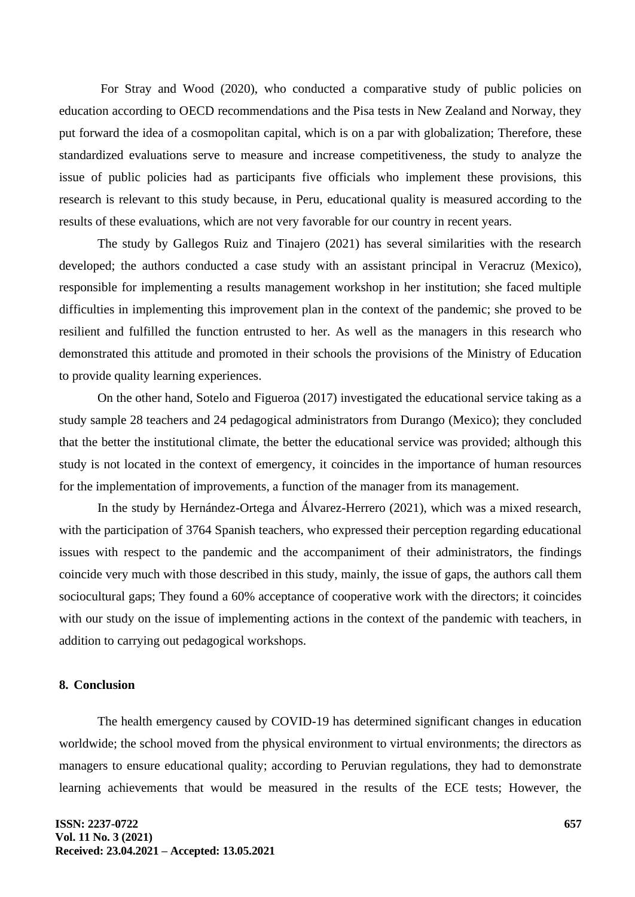For Stray and Wood (2020), who conducted a comparative study of public policies on education according to OECD recommendations and the Pisa tests in New Zealand and Norway, they put forward the idea of a cosmopolitan capital, which is on a par with globalization; Therefore, these standardized evaluations serve to measure and increase competitiveness, the study to analyze the issue of public policies had as participants five officials who implement these provisions, this research is relevant to this study because, in Peru, educational quality is measured according to the results of these evaluations, which are not very favorable for our country in recent years.

The study by Gallegos Ruiz and Tinajero (2021) has several similarities with the research developed; the authors conducted a case study with an assistant principal in Veracruz (Mexico), responsible for implementing a results management workshop in her institution; she faced multiple difficulties in implementing this improvement plan in the context of the pandemic; she proved to be resilient and fulfilled the function entrusted to her. As well as the managers in this research who demonstrated this attitude and promoted in their schools the provisions of the Ministry of Education to provide quality learning experiences.

On the other hand, Sotelo and Figueroa (2017) investigated the educational service taking as a study sample 28 teachers and 24 pedagogical administrators from Durango (Mexico); they concluded that the better the institutional climate, the better the educational service was provided; although this study is not located in the context of emergency, it coincides in the importance of human resources for the implementation of improvements, a function of the manager from its management.

In the study by Hernández-Ortega and Álvarez-Herrero (2021), which was a mixed research, with the participation of 3764 Spanish teachers, who expressed their perception regarding educational issues with respect to the pandemic and the accompaniment of their administrators, the findings coincide very much with those described in this study, mainly, the issue of gaps, the authors call them sociocultural gaps; They found a 60% acceptance of cooperative work with the directors; it coincides with our study on the issue of implementing actions in the context of the pandemic with teachers, in addition to carrying out pedagogical workshops.

## 8. Conclusion

The health emergency caused by COVID-19 has determined significant changes in education worldwide; the school moved from the physical environment to virtual environments; the directors as managers to ensure educational quality; according to Peruvian regulations, they had to demonstrate learning achievements that would be measured in the results of the ECE tests; However, the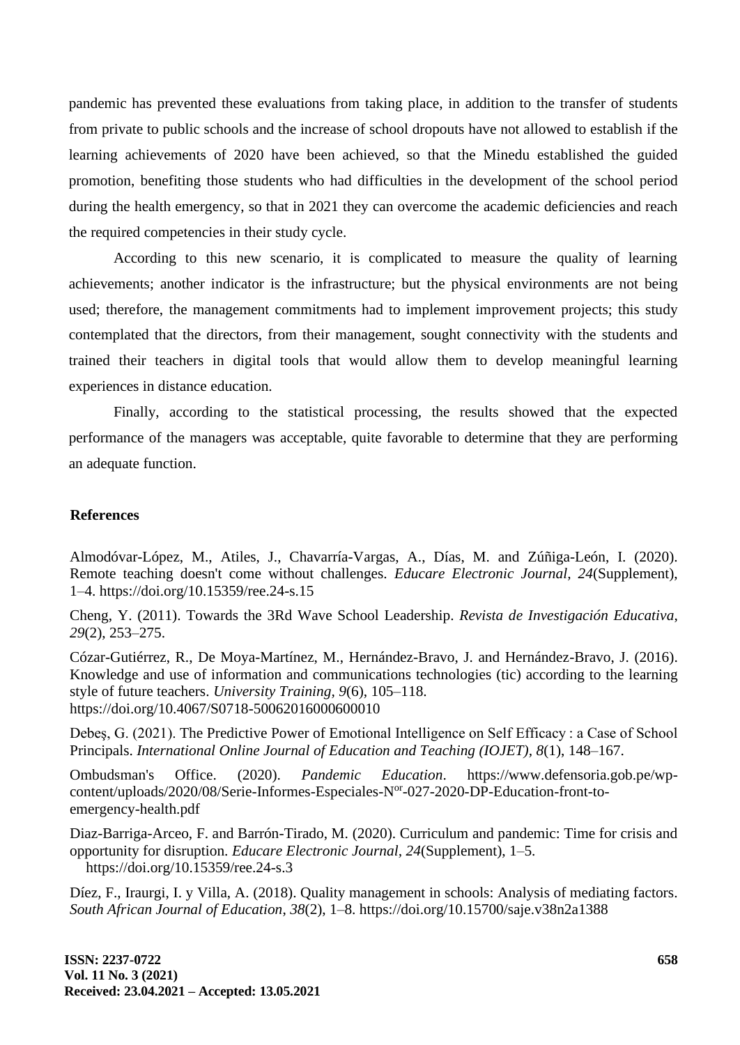pandemic has prevented these evaluations from taking place, in addition to the transfer of students from private to public schools and the increase of school dropouts have not allowed to establish if the learning achievements of 2020 have been achieved, so that the Minedu established the guided promotion, benefiting those students who had difficulties in the development of the school period during the health emergency, so that in 2021 they can overcome the academic deficiencies and reach the required competencies in their study cycle.

According to this new scenario, it is complicated to measure the quality of learning achievements; another indicator is the infrastructure; but the physical environments are not being used; therefore, the management commitments had to implement improvement projects; this study contemplated that the directors, from their management, sought connectivity with the students and trained their teachers in digital tools that would allow them to develop meaningful learning experiences in distance education.

Finally, according to the statistical processing, the results showed that the expected performance of the managers was acceptable, quite favorable to determine that they are performing an adequate function.

## References

Almodóvar-López, M., Atiles, J., Chavarría-Vargas, A., Días, M. and Zúñiga-León, I. (2020). Remote teaching doesn't come without challenges. *Educare Electronic Journal*, *24*(Supplement), 1–4. https://doi.org/10.15359/ree.24-s.15

Cheng, Y. (2011). Towards the 3Rd Wave School Leadership. *Revista de Investigación Educativa*, *29*(2), 253–275.

Cózar-Gutiérrez, R., De Moya-Martínez, M., Hernández-Bravo, J. and Hernández-Bravo, J. (2016). Knowledge and use of information and communications technologies (tic) according to the learning style of future teachers. *University Training*, *9*(6), 105–118. https://doi.org/10.4067/S0718-50062016000600010

Debeş, G. (2021). The Predictive Power of Emotional Intelligence on Self Efficacy : a Case of School Principals. *International Online Journal of Education and Teaching (IOJET)*, *8*(1), 148–167.

Ombudsman's Office. (2020). *Pandemic Education*. https://www.defensoria.gob.pe/wp-content/uploads/2020/08/Serie-Informes-Especiales-N[or]-027-2020-DP-Education-front-to-emergency-health.pdf

Diaz-Barriga-Arceo, F. and Barrón-Tirado, M. (2020). Curriculum and pandemic: Time for crisis and opportunity for disruption. *Educare Electronic Journal*, *24*(Supplement), 1–5. https://doi.org/10.15359/ree.24-s.3

Díez, F., Iraurgi, I. y Villa, A. (2018). Quality management in schools: Analysis of mediating factors. *South African Journal of Education*, *38*(2), 1–8. https://doi.org/10.15700/saje.v38n2a1388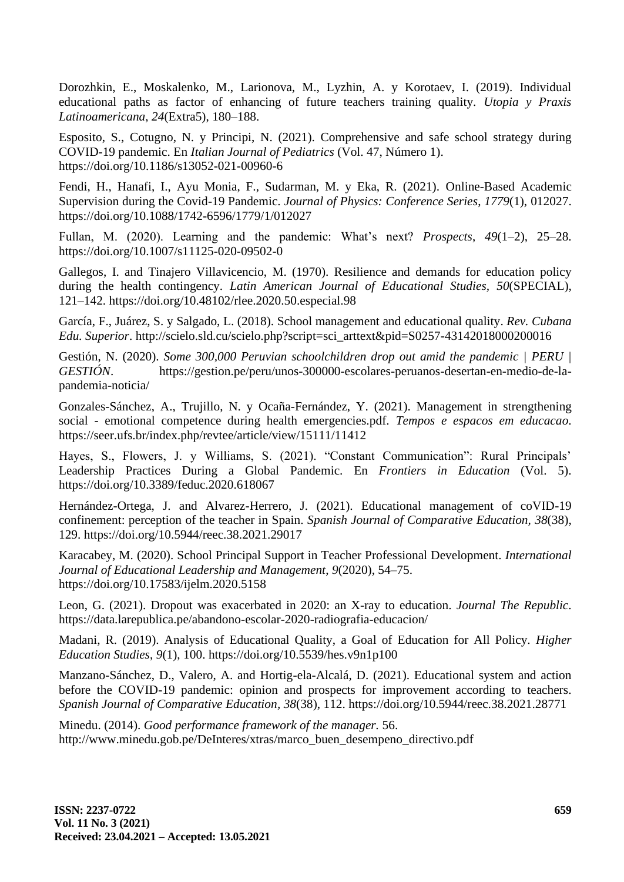Dorozhkin, E., Moskalenko, M., Larionova, M., Lyzhin, A. y Korotaev, I. (2019). Individual educational paths as factor of enhancing of future teachers training quality. *Utopia y Praxis Latinoamericana*, *24*(Extra5), 180–188.

Esposito, S., Cotugno, N. y Principi, N. (2021). Comprehensive and safe school strategy during COVID-19 pandemic. En *Italian Journal of Pediatrics* (Vol. 47, Número 1). https://doi.org/10.1186/s13052-021-00960-6

Fendi, H., Hanafi, I., Ayu Monia, F., Sudarman, M. y Eka, R. (2021). Online-Based Academic Supervision during the Covid-19 Pandemic. *Journal of Physics: Conference Series*, *1779*(1), 012027. https://doi.org/10.1088/1742-6596/1779/1/012027

Fullan, M. (2020). Learning and the pandemic: What's next? *Prospects*, *49*(1–2), 25–28. https://doi.org/10.1007/s11125-020-09502-0

Gallegos, I. and Tinajero Villavicencio, M. (1970). Resilience and demands for education policy during the health contingency. *Latin American Journal of Educational Studies*, *50*(SPECIAL), 121–142. https://doi.org/10.48102/rlee.2020.50.especial.98

García, F., Juárez, S. y Salgado, L. (2018). School management and educational quality. *Rev. Cubana Edu. Superior*. http://scielo.sld.cu/scielo.php?script=sci_arttext&pid=S0257-43142018000200016

Gestión, N. (2020). *Some 300,000 Peruvian schoolchildren drop out amid the pandemic | PERU | GESTIÓN*. https://gestion.pe/peru/unos-300000-escolares-peruanos-desertan-en-medio-de-la-pandemia-noticia/

Gonzales-Sánchez, A., Trujillo, N. y Ocaña-Fernández, Y. (2021). Management in strengthening social - emotional competence during health emergencies.pdf. *Tempos e espacos em educacao*. https://seer.ufs.br/index.php/revtee/article/view/15111/11412

Hayes, S., Flowers, J. y Williams, S. (2021). "Constant Communication": Rural Principals' Leadership Practices During a Global Pandemic. En *Frontiers in Education* (Vol. 5). https://doi.org/10.3389/feduc.2020.618067

Hernández-Ortega, J. and Alvarez-Herrero, J. (2021). Educational management of coVID-19 confinement: perception of the teacher in Spain. *Spanish Journal of Comparative Education*, *38*(38), 129. https://doi.org/10.5944/reec.38.2021.29017

Karacabey, M. (2020). School Principal Support in Teacher Professional Development. *International Journal of Educational Leadership and Management*, *9*(2020), 54–75. https://doi.org/10.17583/ijelm.2020.5158

Leon, G. (2021). Dropout was exacerbated in 2020: an X-ray to education. *Journal The Republic*. https://data.larepublica.pe/abandono-escolar-2020-radiografia-educacion/

Madani, R. (2019). Analysis of Educational Quality, a Goal of Education for All Policy. *Higher Education Studies*, *9*(1), 100. https://doi.org/10.5539/hes.v9n1p100

Manzano-Sánchez, D., Valero, A. and Hortig-ela-Alcalá, D. (2021). Educational system and action before the COVID-19 pandemic: opinion and prospects for improvement according to teachers. *Spanish Journal of Comparative Education*, *38*(38), 112. https://doi.org/10.5944/reec.38.2021.28771

Minedu. (2014). *Good performance framework of the manager*. 56. http://www.minedu.gob.pe/DeInteres/xtras/marco_buen_desempeno_directivo.pdf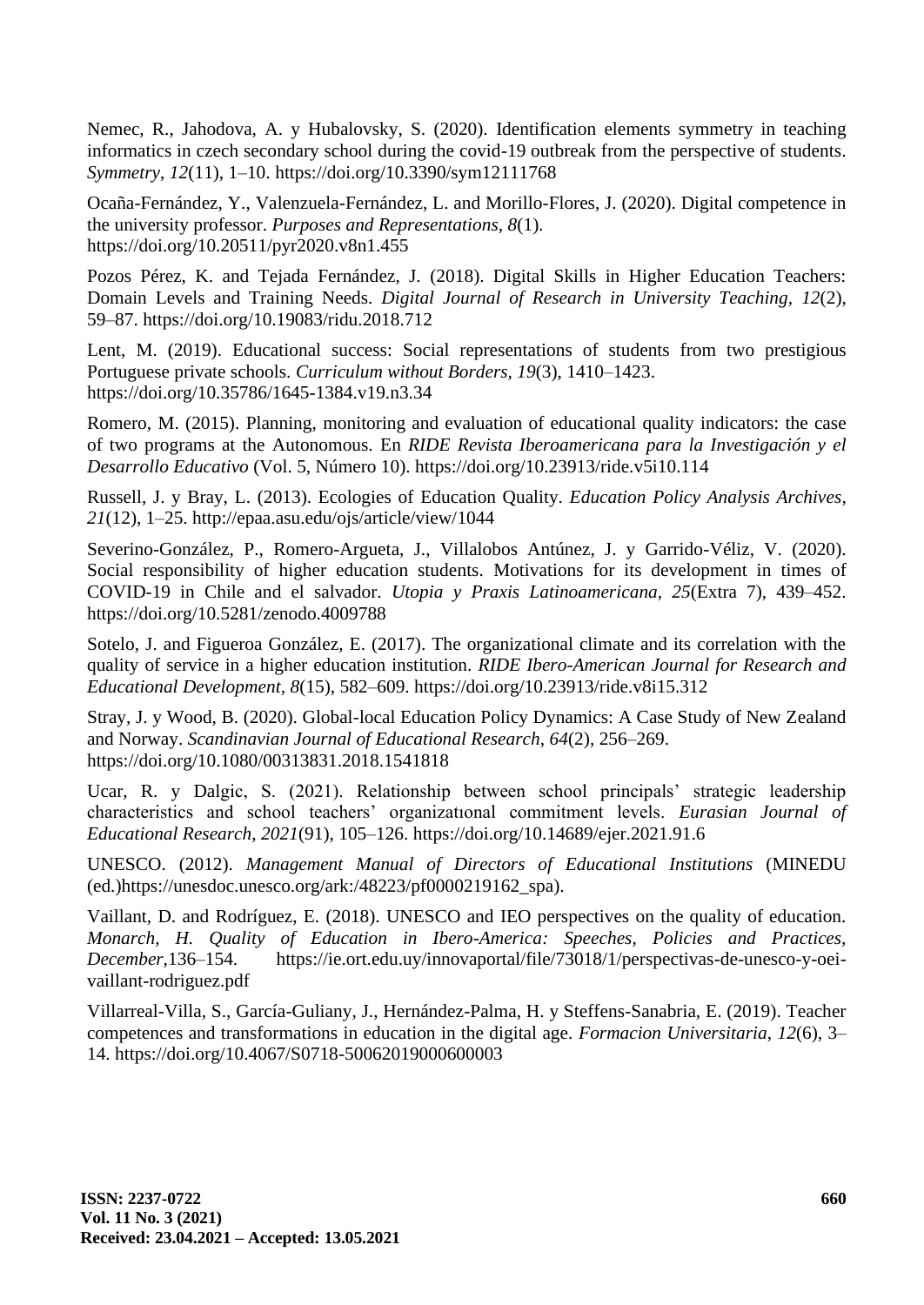Nemec, R., Jahodova, A. y Hubalovsky, S. (2020). Identification elements symmetry in teaching informatics in czech secondary school during the covid-19 outbreak from the perspective of students. *Symmetry*, *12*(11), 1–10. https://doi.org/10.3390/sym12111768

Ocaña-Fernández, Y., Valenzuela-Fernández, L. and Morillo-Flores, J. (2020). Digital competence in the university professor. *Purposes and Representations*, *8*(1). https://doi.org/10.20511/pyr2020.v8n1.455

Pozos Pérez, K. and Tejada Fernández, J. (2018). Digital Skills in Higher Education Teachers: Domain Levels and Training Needs. *Digital Journal of Research in University Teaching*, *12*(2), 59–87. https://doi.org/10.19083/ridu.2018.712

Lent, M. (2019). Educational success: Social representations of students from two prestigious Portuguese private schools. *Curriculum without Borders*, *19*(3), 1410–1423. https://doi.org/10.35786/1645-1384.v19.n3.34

Romero, M. (2015). Planning, monitoring and evaluation of educational quality indicators: the case of two programs at the Autonomous. En *RIDE Revista Iberoamericana para la Investigación y el Desarrollo Educativo* (Vol. 5, Número 10). https://doi.org/10.23913/ride.v5i10.114

Russell, J. y Bray, L. (2013). Ecologies of Education Quality. *Education Policy Analysis Archives*, *21*(12), 1–25. http://epaa.asu.edu/ojs/article/view/1044

Severino-González, P., Romero-Argueta, J., Villalobos Antúnez, J. y Garrido-Véliz, V. (2020). Social responsibility of higher education students. Motivations for its development in times of COVID-19 in Chile and el salvador. *Utopia y Praxis Latinoamericana*, *25*(Extra 7), 439–452. https://doi.org/10.5281/zenodo.4009788

Sotelo, J. and Figueroa González, E. (2017). The organizational climate and its correlation with the quality of service in a higher education institution. *RIDE Ibero-American Journal for Research and Educational Development*, *8*(15), 582–609. https://doi.org/10.23913/ride.v8i15.312

Stray, J. y Wood, B. (2020). Global-local Education Policy Dynamics: A Case Study of New Zealand and Norway. *Scandinavian Journal of Educational Research*, *64*(2), 256–269. https://doi.org/10.1080/00313831.2018.1541818

Ucar, R. y Dalgic, S. (2021). Relationship between school principals' strategic leadership characteristics and school teachers' organizational commitment levels. *Eurasian Journal of Educational Research*, *2021*(91), 105–126. https://doi.org/10.14689/ejer.2021.91.6

UNESCO. (2012). *Management Manual of Directors of Educational Institutions* (MINEDU (ed.)https://unesdoc.unesco.org/ark:/48223/pf0000219162_spa).

Vaillant, D. and Rodríguez, E. (2018). UNESCO and IEO perspectives on the quality of education. *Monarch, H. Quality of Education in Ibero-America: Speeches, Policies and Practices, December*,136–154. https://ie.ort.edu.uy/innovaportal/file/73018/1/perspectivas-de-unesco-y-oei-vaillant-rodriguez.pdf

Villarreal-Villa, S., García-Guliany, J., Hernández-Palma, H. y Steffens-Sanabria, E. (2019). Teacher competences and transformations in education in the digital age. *Formacion Universitaria*, *12*(6), 3–14. https://doi.org/10.4067/S0718-50062019000600003